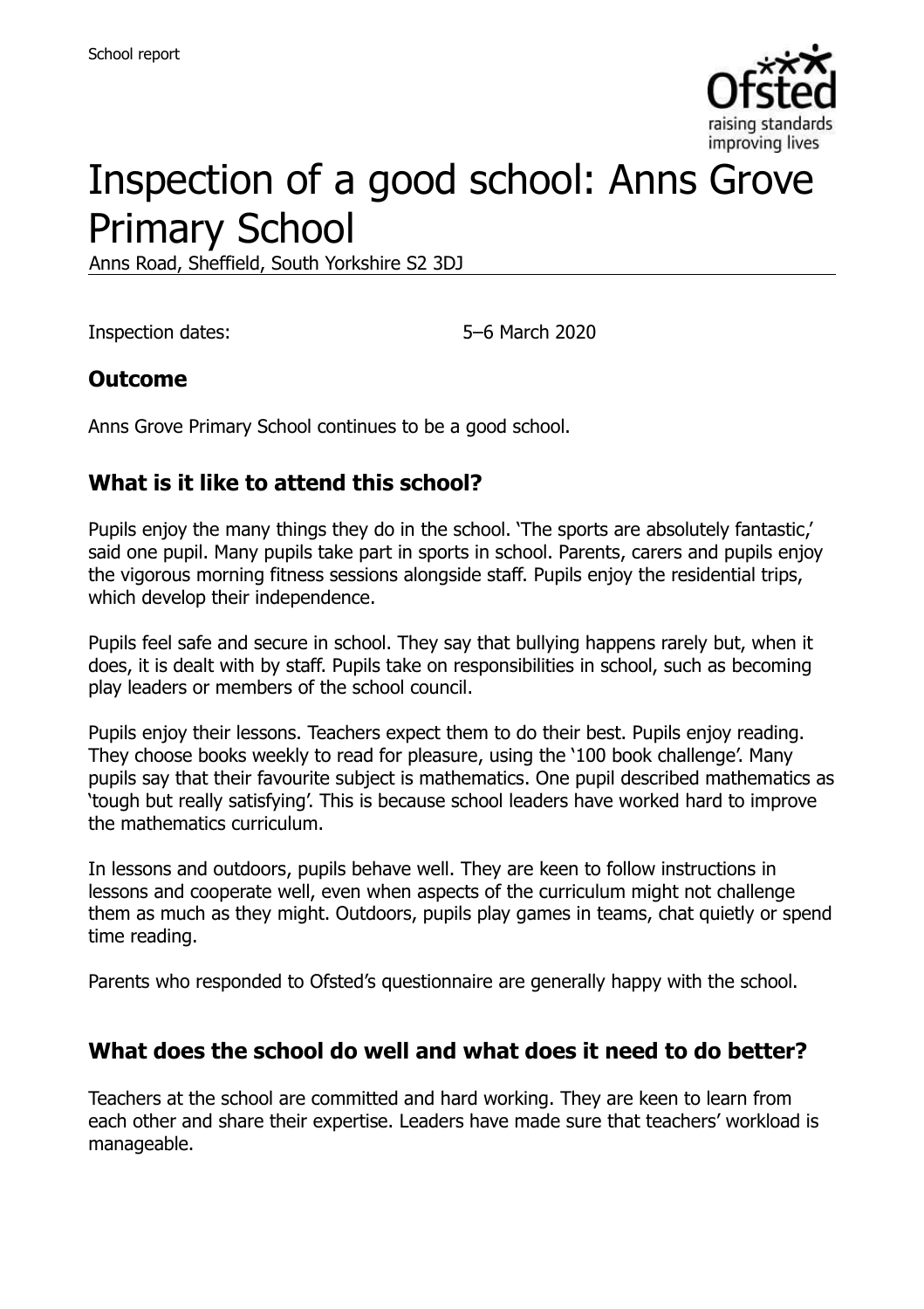School report

# Inspection of a good school: Anns Grove Primary School

Anns Road, Sheffield, South Yorkshire S2 3DJ

Inspection dates: 5–6 March 2020

## Outcome

Anns Grove Primary School continues to be a good school.

## What is it like to attend this school?

Pupils enjoy the many things they do in the school. 'The sports are absolutely fantastic,' said one pupil. Many pupils take part in sports in school. Parents, carers and pupils enjoy the vigorous morning fitness sessions alongside staff. Pupils enjoy the residential trips, which develop their independence.

Pupils feel safe and secure in school. They say that bullying happens rarely but, when it does, it is dealt with by staff. Pupils take on responsibilities in school, such as becoming play leaders or members of the school council.

Pupils enjoy their lessons. Teachers expect them to do their best. Pupils enjoy reading. They choose books weekly to read for pleasure, using the '100 book challenge'. Many pupils say that their favourite subject is mathematics. One pupil described mathematics as 'tough but really satisfying'. This is because school leaders have worked hard to improve the mathematics curriculum.

In lessons and outdoors, pupils behave well. They are keen to follow instructions in lessons and cooperate well, even when aspects of the curriculum might not challenge them as much as they might. Outdoors, pupils play games in teams, chat quietly or spend time reading.

Parents who responded to Ofsted's questionnaire are generally happy with the school.

## What does the school do well and what does it need to do better?

Teachers at the school are committed and hard working. They are keen to learn from each other and share their expertise. Leaders have made sure that teachers' workload is manageable.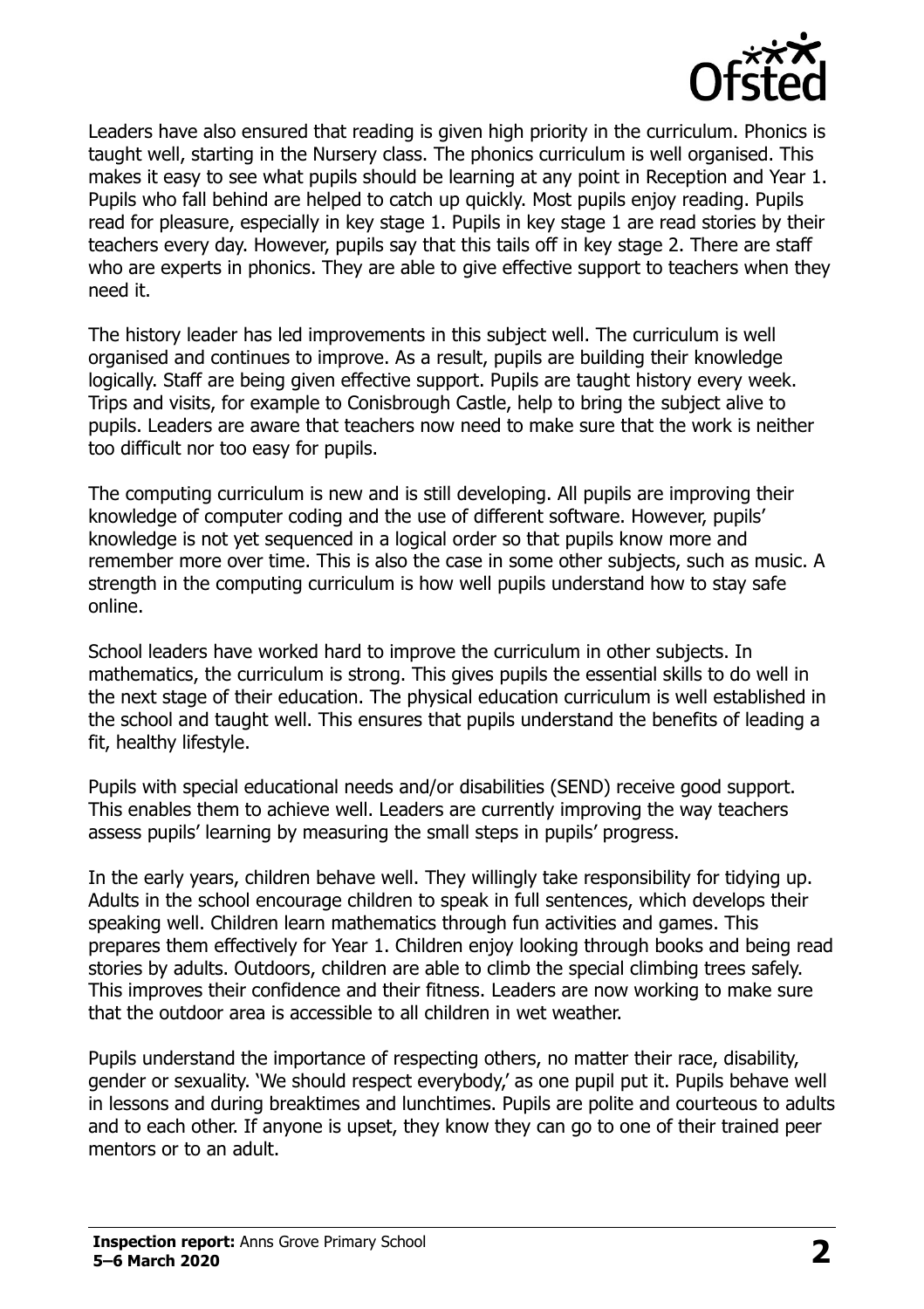Leaders have also ensured that reading is given high priority in the curriculum. Phonics is taught well, starting in the Nursery class. The phonics curriculum is well organised. This makes it easy to see what pupils should be learning at any point in Reception and Year 1. Pupils who fall behind are helped to catch up quickly. Most pupils enjoy reading. Pupils read for pleasure, especially in key stage 1. Pupils in key stage 1 are read stories by their teachers every day. However, pupils say that this tails off in key stage 2. There are staff who are experts in phonics. They are able to give effective support to teachers when they need it.

The history leader has led improvements in this subject well. The curriculum is well organised and continues to improve. As a result, pupils are building their knowledge logically. Staff are being given effective support. Pupils are taught history every week. Trips and visits, for example to Conisbrough Castle, help to bring the subject alive to pupils. Leaders are aware that teachers now need to make sure that the work is neither too difficult nor too easy for pupils.

The computing curriculum is new and is still developing. All pupils are improving their knowledge of computer coding and the use of different software. However, pupils' knowledge is not yet sequenced in a logical order so that pupils know more and remember more over time. This is also the case in some other subjects, such as music. A strength in the computing curriculum is how well pupils understand how to stay safe online.

School leaders have worked hard to improve the curriculum in other subjects. In mathematics, the curriculum is strong. This gives pupils the essential skills to do well in the next stage of their education. The physical education curriculum is well established in the school and taught well. This ensures that pupils understand the benefits of leading a fit, healthy lifestyle.

Pupils with special educational needs and/or disabilities (SEND) receive good support. This enables them to achieve well. Leaders are currently improving the way teachers assess pupils' learning by measuring the small steps in pupils' progress.

In the early years, children behave well. They willingly take responsibility for tidying up. Adults in the school encourage children to speak in full sentences, which develops their speaking well. Children learn mathematics through fun activities and games. This prepares them effectively for Year 1. Children enjoy looking through books and being read stories by adults. Outdoors, children are able to climb the special climbing trees safely. This improves their confidence and their fitness. Leaders are now working to make sure that the outdoor area is accessible to all children in wet weather.

Pupils understand the importance of respecting others, no matter their race, disability, gender or sexuality. 'We should respect everybody,' as one pupil put it. Pupils behave well in lessons and during breaktimes and lunchtimes. Pupils are polite and courteous to adults and to each other. If anyone is upset, they know they can go to one of their trained peer mentors or to an adult.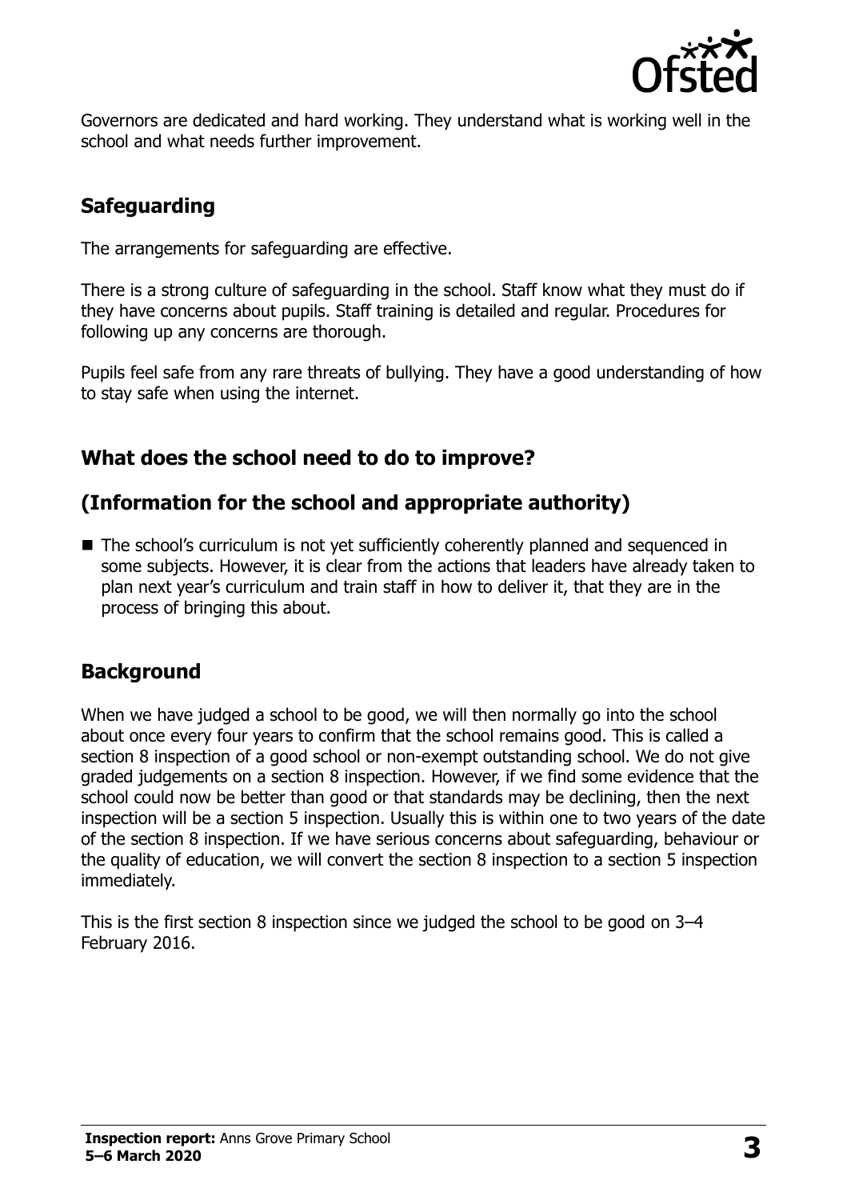Governors are dedicated and hard working. They understand what is working well in the school and what needs further improvement.

## Safeguarding

The arrangements for safeguarding are effective.

There is a strong culture of safeguarding in the school. Staff know what they must do if they have concerns about pupils. Staff training is detailed and regular. Procedures for following up any concerns are thorough.

Pupils feel safe from any rare threats of bullying. They have a good understanding of how to stay safe when using the internet.

## What does the school need to do to improve?

## (Information for the school and appropriate authority)

- The school's curriculum is not yet sufficiently coherently planned and sequenced in some subjects. However, it is clear from the actions that leaders have already taken to plan next year's curriculum and train staff in how to deliver it, that they are in the process of bringing this about.

## Background

When we have judged a school to be good, we will then normally go into the school about once every four years to confirm that the school remains good. This is called a section 8 inspection of a good school or non-exempt outstanding school. We do not give graded judgements on a section 8 inspection. However, if we find some evidence that the school could now be better than good or that standards may be declining, then the next inspection will be a section 5 inspection. Usually this is within one to two years of the date of the section 8 inspection. If we have serious concerns about safeguarding, behaviour or the quality of education, we will convert the section 8 inspection to a section 5 inspection immediately.

This is the first section 8 inspection since we judged the school to be good on 3–4 February 2016.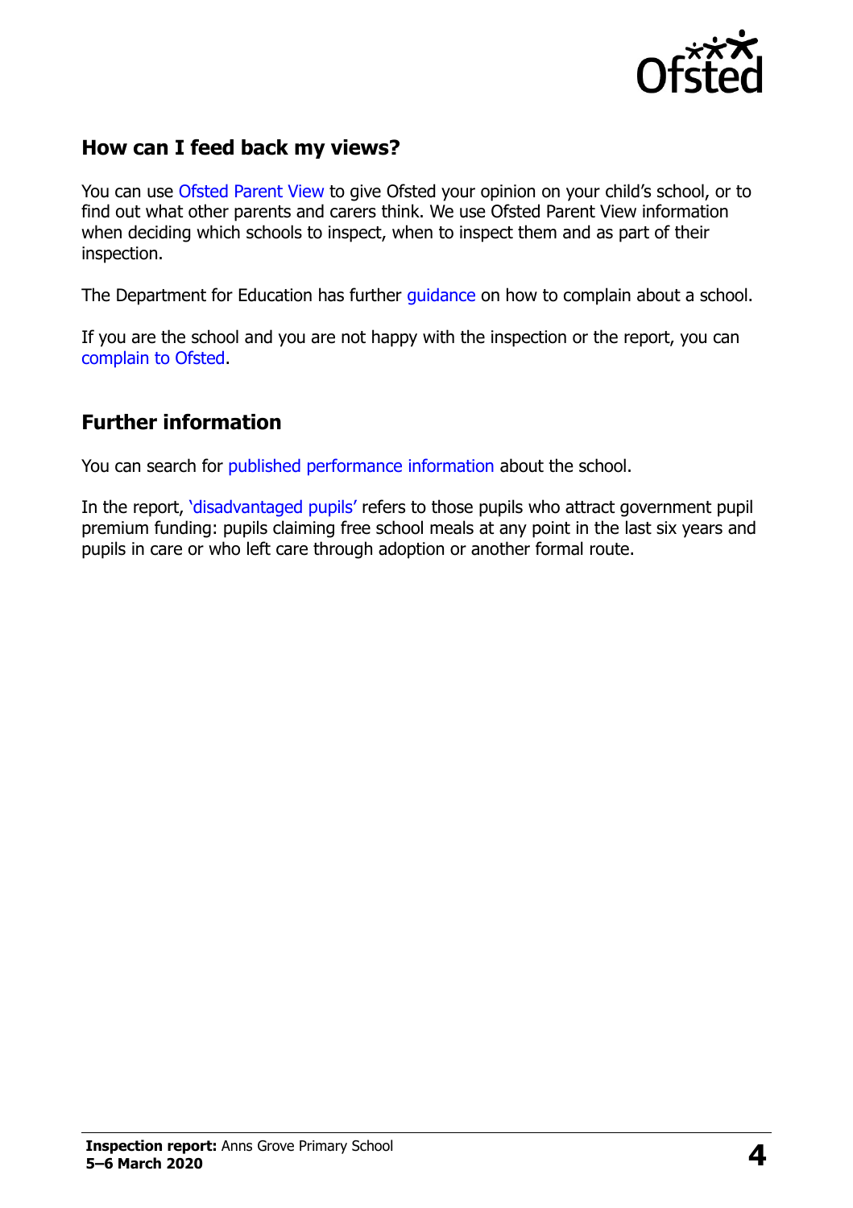## How can I feed back my views?

You can use Ofsted Parent View to give Ofsted your opinion on your child's school, or to find out what other parents and carers think. We use Ofsted Parent View information when deciding which schools to inspect, when to inspect them and as part of their inspection.

The Department for Education has further guidance on how to complain about a school.

If you are the school and you are not happy with the inspection or the report, you can complain to Ofsted.

## Further information

You can search for published performance information about the school.

In the report, 'disadvantaged pupils' refers to those pupils who attract government pupil premium funding: pupils claiming free school meals at any point in the last six years and pupils in care or who left care through adoption or another formal route.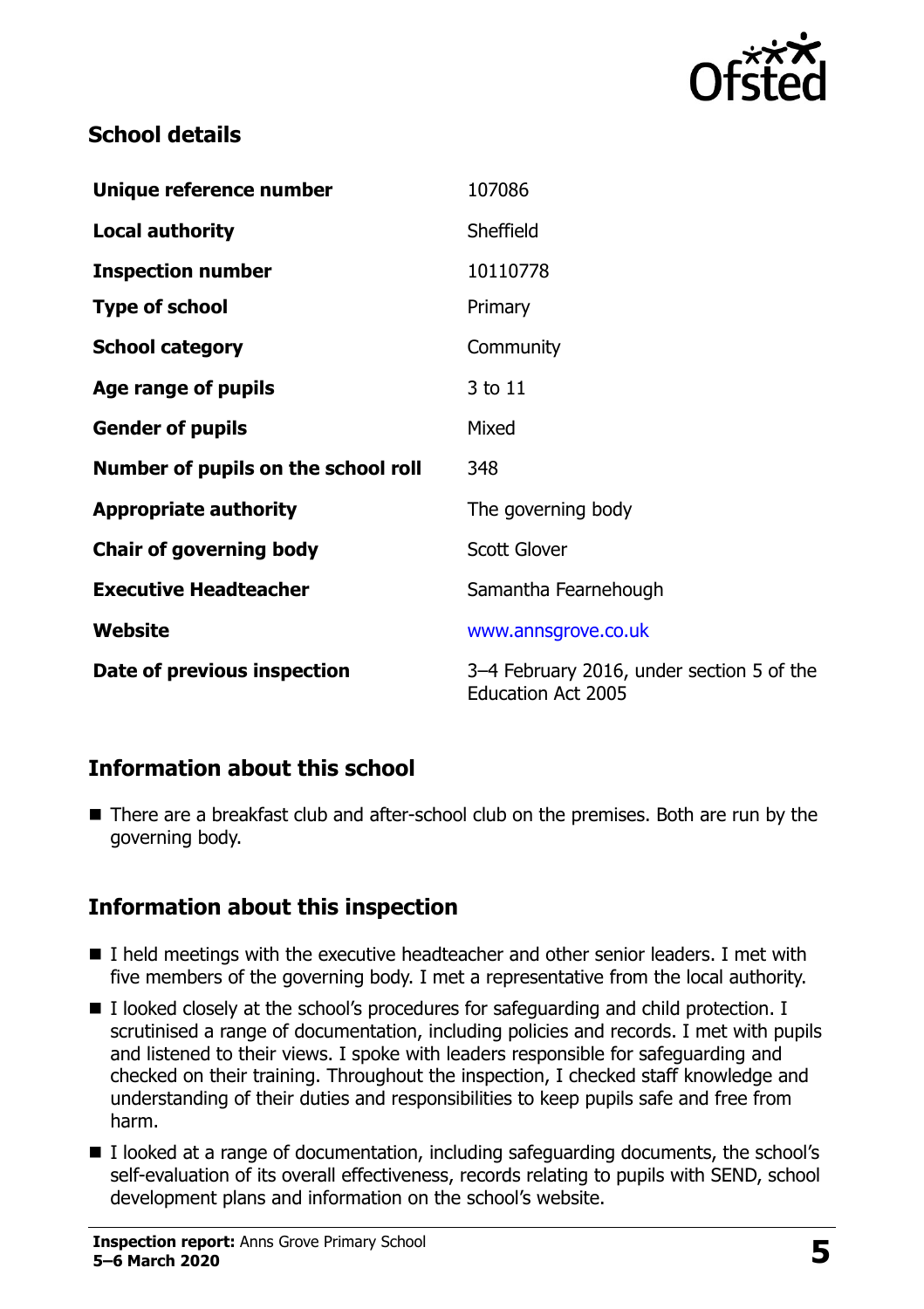## School details

| | |
|---|---|
| **Unique reference number** | 107086 |
| **Local authority** | Sheffield |
| **Inspection number** | 10110778 |
| **Type of school** | Primary |
| **School category** | Community |
| **Age range of pupils** | 3 to 11 |
| **Gender of pupils** | Mixed |
| **Number of pupils on the school roll** | 348 |
| **Appropriate authority** | The governing body |
| **Chair of governing body** | Scott Glover |
| **Executive Headteacher** | Samantha Fearnehough |
| **Website** | www.annsgrove.co.uk |
| **Date of previous inspection** | 3–4 February 2016, under section 5 of the Education Act 2005 |

## Information about this school

- There are a breakfast club and after-school club on the premises. Both are run by the governing body.

## Information about this inspection

- I held meetings with the executive headteacher and other senior leaders. I met with five members of the governing body. I met a representative from the local authority.
- I looked closely at the school's procedures for safeguarding and child protection. I scrutinised a range of documentation, including policies and records. I met with pupils and listened to their views. I spoke with leaders responsible for safeguarding and checked on their training. Throughout the inspection, I checked staff knowledge and understanding of their duties and responsibilities to keep pupils safe and free from harm.
- I looked at a range of documentation, including safeguarding documents, the school's self-evaluation of its overall effectiveness, records relating to pupils with SEND, school development plans and information on the school's website.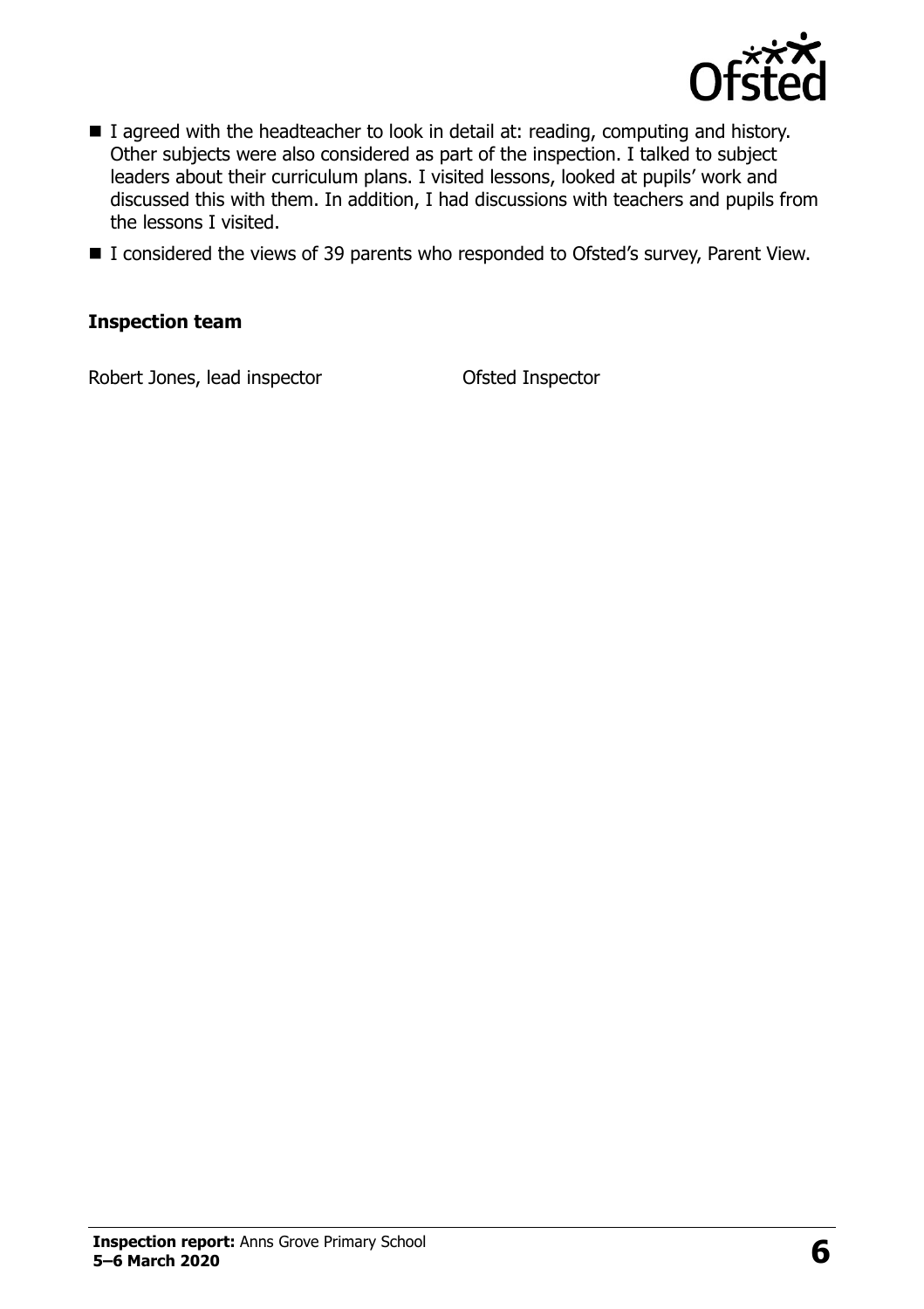- I agreed with the headteacher to look in detail at: reading, computing and history. Other subjects were also considered as part of the inspection. I talked to subject leaders about their curriculum plans. I visited lessons, looked at pupils' work and discussed this with them. In addition, I had discussions with teachers and pupils from the lessons I visited.
- I considered the views of 39 parents who responded to Ofsted's survey, Parent View.

**Inspection team**

| | |
|---|---|
| Robert Jones, lead inspector | Ofsted Inspector |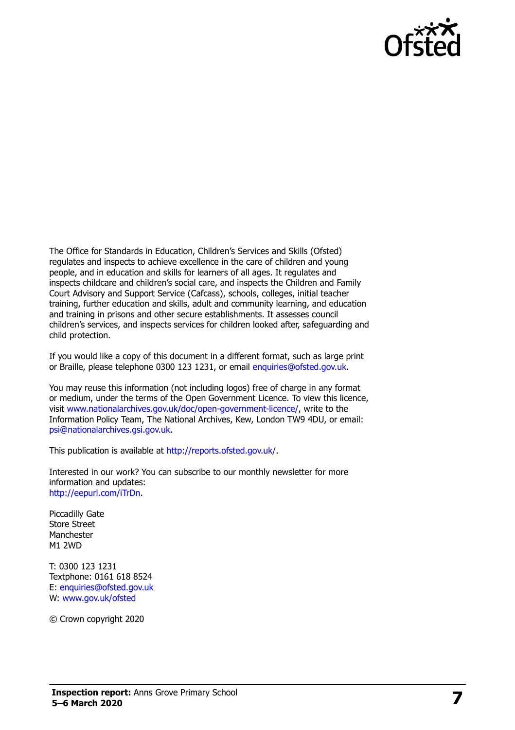The Office for Standards in Education, Children's Services and Skills (Ofsted) regulates and inspects to achieve excellence in the care of children and young people, and in education and skills for learners of all ages. It regulates and inspects childcare and children's social care, and inspects the Children and Family Court Advisory and Support Service (Cafcass), schools, colleges, initial teacher training, further education and skills, adult and community learning, and education and training in prisons and other secure establishments. It assesses council children's services, and inspects services for children looked after, safeguarding and child protection.

If you would like a copy of this document in a different format, such as large print or Braille, please telephone 0300 123 1231, or email enquiries@ofsted.gov.uk.

You may reuse this information (not including logos) free of charge in any format or medium, under the terms of the Open Government Licence. To view this licence, visit www.nationalarchives.gov.uk/doc/open-government-licence/, write to the Information Policy Team, The National Archives, Kew, London TW9 4DU, or email: psi@nationalarchives.gsi.gov.uk.

This publication is available at http://reports.ofsted.gov.uk/.

Interested in our work? You can subscribe to our monthly newsletter for more information and updates:
http://eepurl.com/iTrDn.

Piccadilly Gate
Store Street
Manchester
M1 2WD

T: 0300 123 1231
Textphone: 0161 618 8524
E: enquiries@ofsted.gov.uk
W: www.gov.uk/ofsted

© Crown copyright 2020